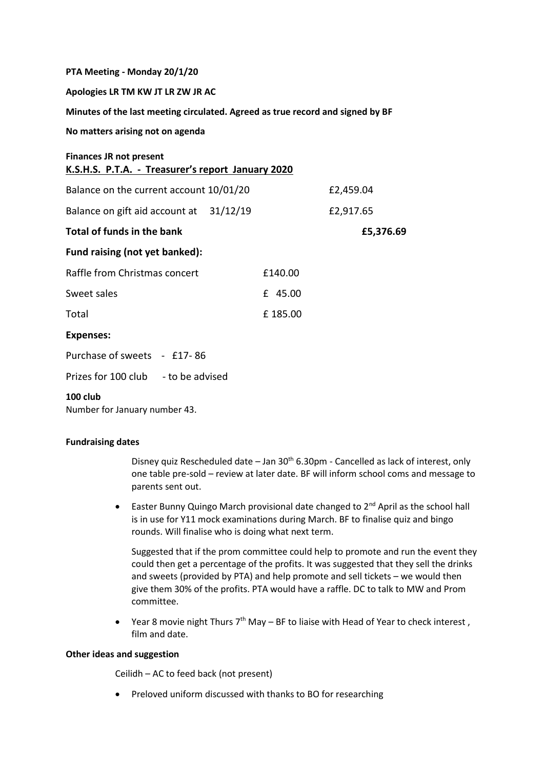**PTA Meeting - Monday 20/1/20**

**Apologies LR TM KW JT LR ZW JR AC**

**Minutes of the last meeting circulated. Agreed as true record and signed by BF**

**No matters arising not on agenda**

**Finances JR not present**

**K.S.H.S. P.T.A. - Treasurer's report January 2020**

| | | |
|---|---|---|
| Balance on the current account 10/01/20 | | £2,459.04 |
| Balance on gift aid account at 31/12/19 | | £2,917.65 |
| **Total of funds in the bank** | | **£5,376.69** |
| **Fund raising (not yet banked):** | | |
| Raffle from Christmas concert | £140.00 | |
| Sweet sales | £ 45.00 | |
| Total | £ 185.00 | |

**Expenses:**

Purchase of sweets - £17- 86

Prizes for 100 club - to be advised

**100 club**

Number for January number 43.

**Fundraising dates**

Disney quiz Rescheduled date – Jan 30th 6.30pm - Cancelled as lack of interest, only one table pre-sold – review at later date. BF will inform school coms and message to parents sent out.

- Easter Bunny Quingo March provisional date changed to 2nd April as the school hall is in use for Y11 mock examinations during March. BF to finalise quiz and bingo rounds. Will finalise who is doing what next term.

  Suggested that if the prom committee could help to promote and run the event they could then get a percentage of the profits. It was suggested that they sell the drinks and sweets (provided by PTA) and help promote and sell tickets – we would then give them 30% of the profits. PTA would have a raffle. DC to talk to MW and Prom committee.

- Year 8 movie night Thurs 7th May – BF to liaise with Head of Year to check interest , film and date.

**Other ideas and suggestion**

Ceilidh – AC to feed back (not present)

- Preloved uniform discussed with thanks to BO for researching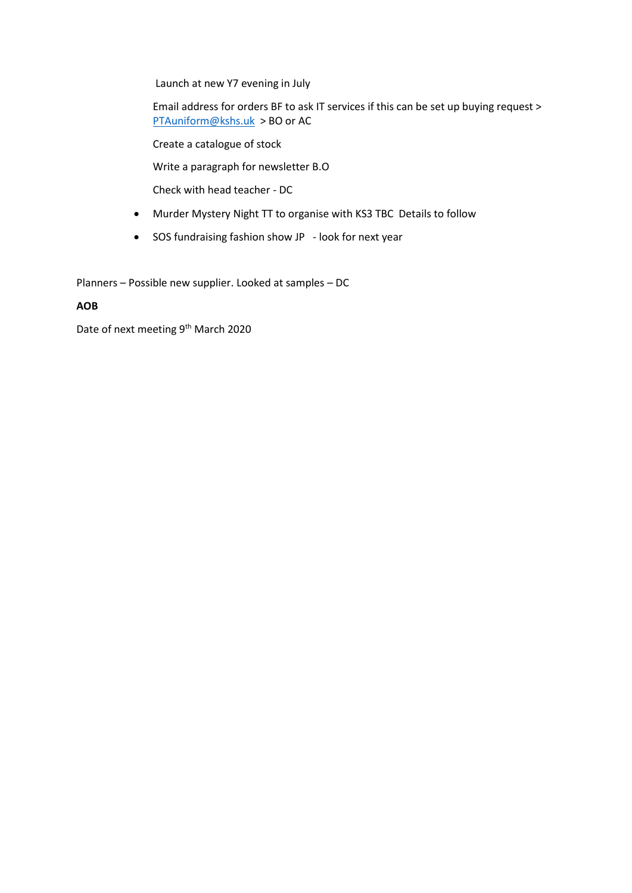Launch at new Y7 evening in July

Email address for orders BF to ask IT services if this can be set up buying request > PTAuniform@kshs.uk > BO or AC

Create a catalogue of stock

Write a paragraph for newsletter B.O

Check with head teacher - DC

- Murder Mystery Night TT to organise with KS3 TBC Details to follow
- SOS fundraising fashion show JP - look for next year

Planners – Possible new supplier. Looked at samples – DC

**AOB**

Date of next meeting 9th March 2020